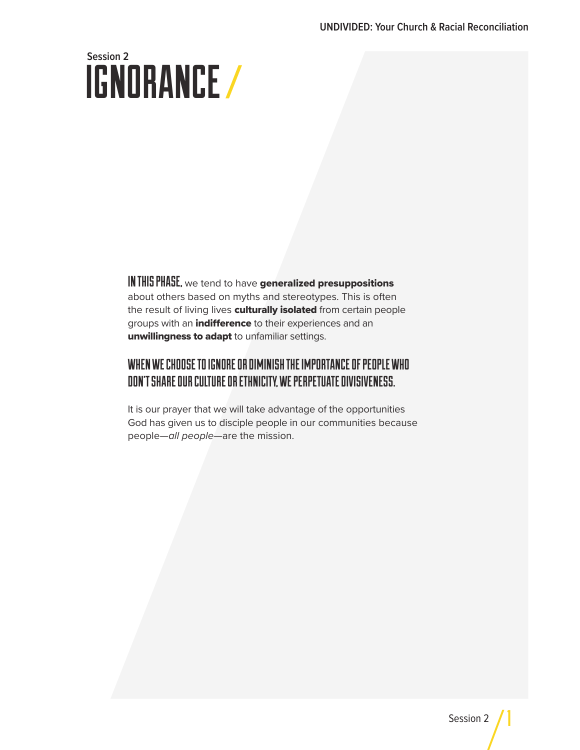Session 2

# IGNORANCE /

**IN THIS PHASE,** we tend to have **generalized presuppositions** about others based on myths and stereotypes. This is often the result of living lives **culturally isolated** from certain people groups with an **indifference** to their experiences and an **unwillingness to adapt** to unfamiliar settings.

## WHEN WE CHOOSE TO IGNORE OR DIMINISH THE IMPORTANCE OF PEOPLE WHO DON'T SHARE OUR CULTURE OR ETHNICITY, WE PERPETUATE DIVISIVENESS.

It is our prayer that we will take advantage of the opportunities God has given us to disciple people in our communities because people—*all people*—are the mission.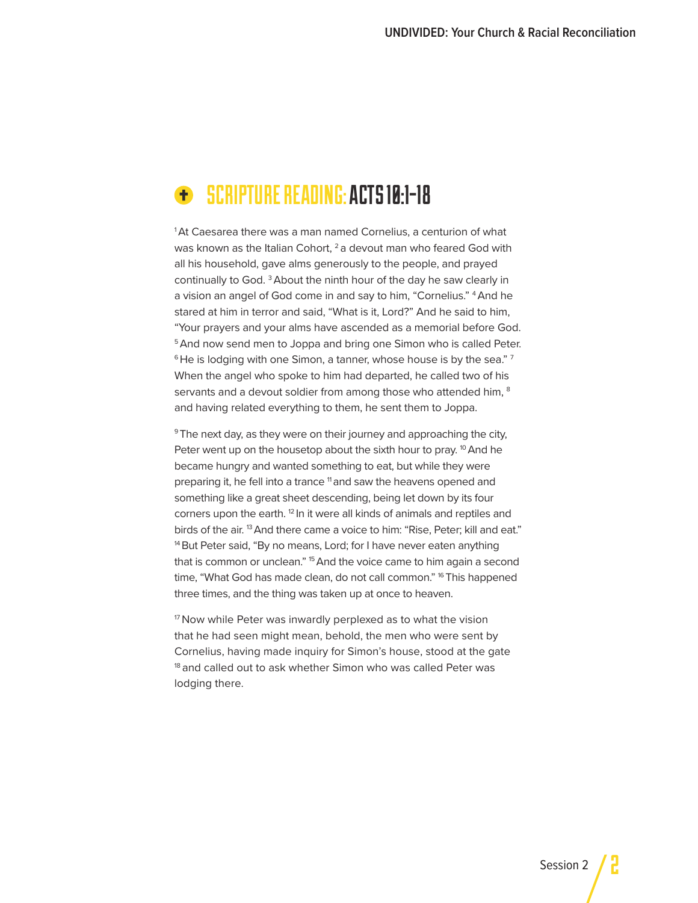## SCRIPTURE READING: ACTS 10:1-18

[1] At Caesarea there was a man named Cornelius, a centurion of what was known as the Italian Cohort, [2] a devout man who feared God with all his household, gave alms generously to the people, and prayed continually to God. [3] About the ninth hour of the day he saw clearly in a vision an angel of God come in and say to him, "Cornelius." [4] And he stared at him in terror and said, "What is it, Lord?" And he said to him, "Your prayers and your alms have ascended as a memorial before God. [5] And now send men to Joppa and bring one Simon who is called Peter. [6] He is lodging with one Simon, a tanner, whose house is by the sea." [7] When the angel who spoke to him had departed, he called two of his servants and a devout soldier from among those who attended him, [8] and having related everything to them, he sent them to Joppa.

[9] The next day, as they were on their journey and approaching the city, Peter went up on the housetop about the sixth hour to pray. [10] And he became hungry and wanted something to eat, but while they were preparing it, he fell into a trance [11] and saw the heavens opened and something like a great sheet descending, being let down by its four corners upon the earth. [12] In it were all kinds of animals and reptiles and birds of the air. [13] And there came a voice to him: "Rise, Peter; kill and eat." [14] But Peter said, "By no means, Lord; for I have never eaten anything that is common or unclean." [15] And the voice came to him again a second time, "What God has made clean, do not call common." [16] This happened three times, and the thing was taken up at once to heaven.

[17] Now while Peter was inwardly perplexed as to what the vision that he had seen might mean, behold, the men who were sent by Cornelius, having made inquiry for Simon's house, stood at the gate [18] and called out to ask whether Simon who was called Peter was lodging there.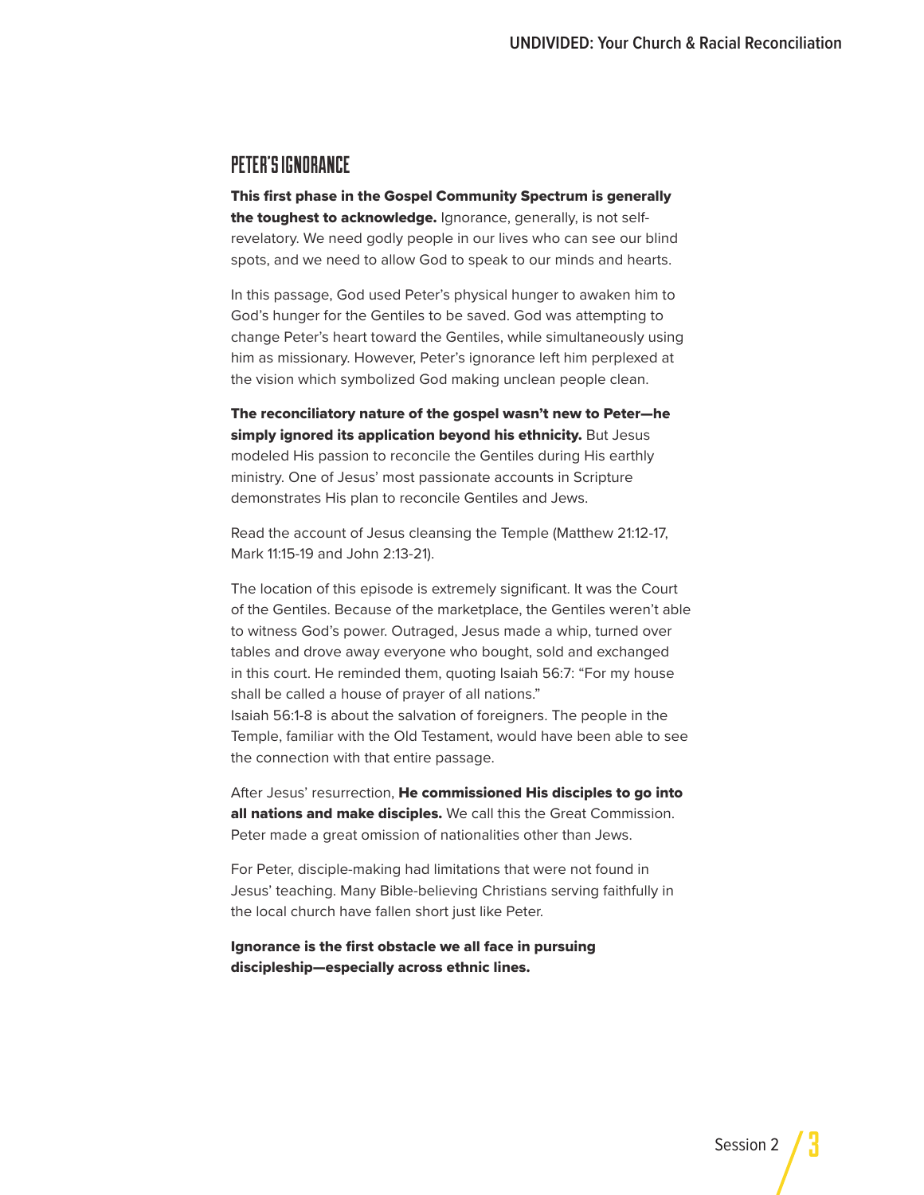## PETER'S IGNORANCE

**This first phase in the Gospel Community Spectrum is generally the toughest to acknowledge.** Ignorance, generally, is not self-revelatory. We need godly people in our lives who can see our blind spots, and we need to allow God to speak to our minds and hearts.

In this passage, God used Peter's physical hunger to awaken him to God's hunger for the Gentiles to be saved. God was attempting to change Peter's heart toward the Gentiles, while simultaneously using him as missionary. However, Peter's ignorance left him perplexed at the vision which symbolized God making unclean people clean.

**The reconciliatory nature of the gospel wasn't new to Peter—he simply ignored its application beyond his ethnicity.** But Jesus modeled His passion to reconcile the Gentiles during His earthly ministry. One of Jesus' most passionate accounts in Scripture demonstrates His plan to reconcile Gentiles and Jews.

Read the account of Jesus cleansing the Temple (Matthew 21:12-17, Mark 11:15-19 and John 2:13-21).

The location of this episode is extremely significant. It was the Court of the Gentiles. Because of the marketplace, the Gentiles weren't able to witness God's power. Outraged, Jesus made a whip, turned over tables and drove away everyone who bought, sold and exchanged in this court. He reminded them, quoting Isaiah 56:7: "For my house shall be called a house of prayer of all nations."
Isaiah 56:1-8 is about the salvation of foreigners. The people in the Temple, familiar with the Old Testament, would have been able to see the connection with that entire passage.

After Jesus' resurrection, **He commissioned His disciples to go into all nations and make disciples.** We call this the Great Commission. Peter made a great omission of nationalities other than Jews.

For Peter, disciple-making had limitations that were not found in Jesus' teaching. Many Bible-believing Christians serving faithfully in the local church have fallen short just like Peter.

**Ignorance is the first obstacle we all face in pursuing discipleship—especially across ethnic lines.**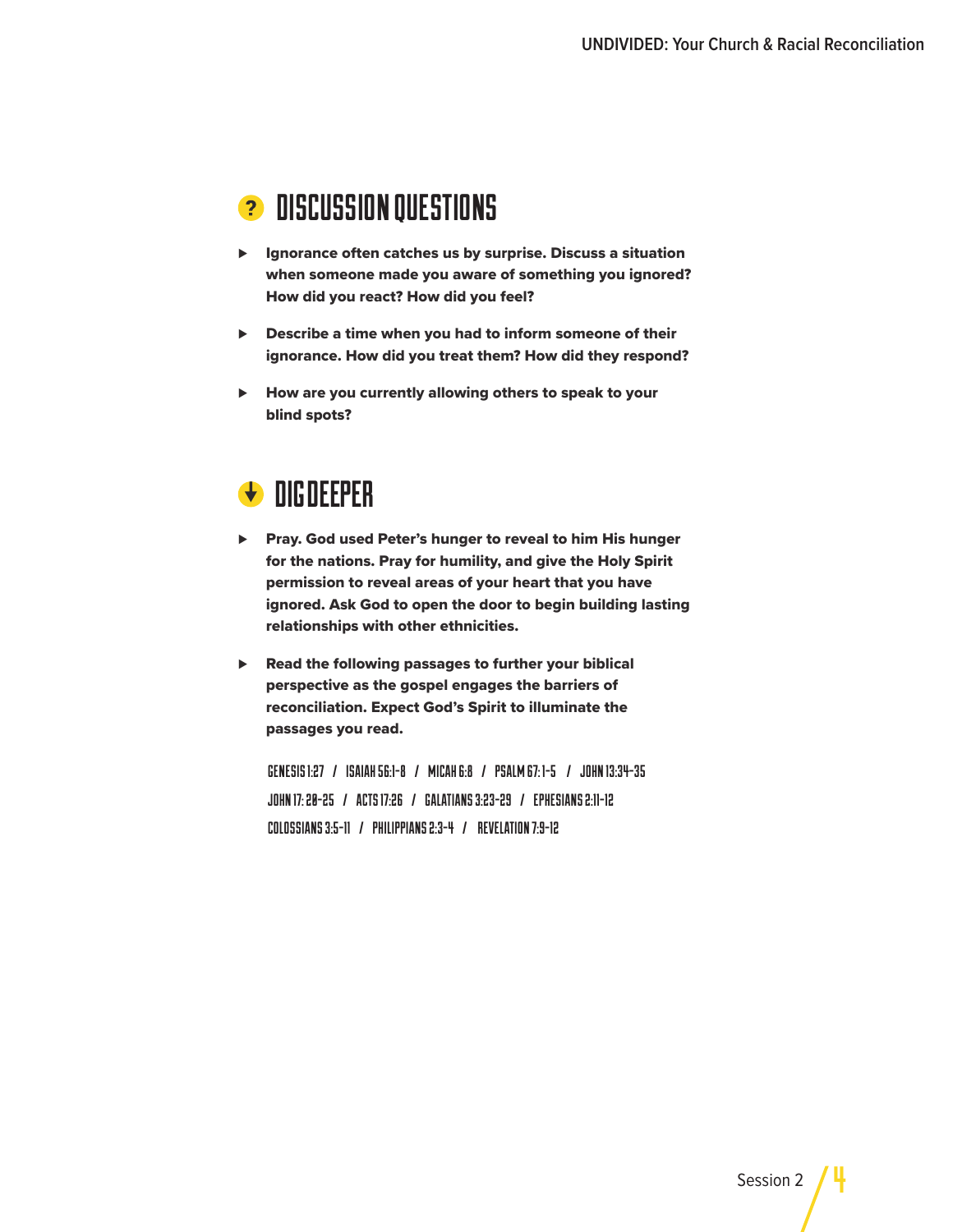## DISCUSSION QUESTIONS

- **Ignorance often catches us by surprise. Discuss a situation when someone made you aware of something you ignored? How did you react? How did you feel?**
- **Describe a time when you had to inform someone of their ignorance. How did you treat them? How did they respond?**
- **How are you currently allowing others to speak to your blind spots?**

## DIG DEEPER

- **Pray. God used Peter's hunger to reveal to him His hunger for the nations. Pray for humility, and give the Holy Spirit permission to reveal areas of your heart that you have ignored. Ask God to open the door to begin building lasting relationships with other ethnicities.**
- **Read the following passages to further your biblical perspective as the gospel engages the barriers of reconciliation. Expect God's Spirit to illuminate the passages you read.**

GENESIS 1:27 / ISAIAH 56:1-8 / MICAH 6:8 / PSALM 67:1-5 / JOHN 13:34-35
JOHN 17: 20-25 / ACTS 17:26 / GALATIANS 3:23-29 / EPHESIANS 2:11-12
COLOSSIANS 3:5-11 / PHILIPPIANS 2:3-4 / REVELATION 7:9-12